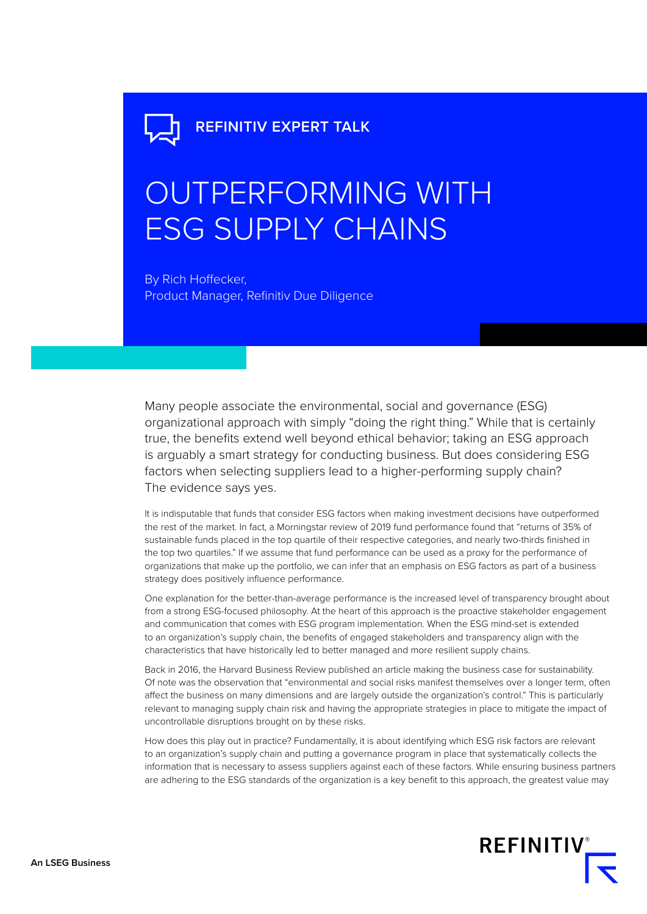REFINITIV EXPERT TALK

# OUTPERFORMING WITH ESG SUPPLY CHAINS

By Rich Hoffecker,
Product Manager, Refinitiv Due Diligence

Many people associate the environmental, social and governance (ESG) organizational approach with simply "doing the right thing." While that is certainly true, the benefits extend well beyond ethical behavior; taking an ESG approach is arguably a smart strategy for conducting business. But does considering ESG factors when selecting suppliers lead to a higher-performing supply chain? The evidence says yes.

It is indisputable that funds that consider ESG factors when making investment decisions have outperformed the rest of the market. In fact, a Morningstar review of 2019 fund performance found that "returns of 35% of sustainable funds placed in the top quartile of their respective categories, and nearly two-thirds finished in the top two quartiles." If we assume that fund performance can be used as a proxy for the performance of organizations that make up the portfolio, we can infer that an emphasis on ESG factors as part of a business strategy does positively influence performance.

One explanation for the better-than-average performance is the increased level of transparency brought about from a strong ESG-focused philosophy. At the heart of this approach is the proactive stakeholder engagement and communication that comes with ESG program implementation. When the ESG mind-set is extended to an organization's supply chain, the benefits of engaged stakeholders and transparency align with the characteristics that have historically led to better managed and more resilient supply chains.

Back in 2016, the Harvard Business Review published an article making the business case for sustainability. Of note was the observation that "environmental and social risks manifest themselves over a longer term, often affect the business on many dimensions and are largely outside the organization's control." This is particularly relevant to managing supply chain risk and having the appropriate strategies in place to mitigate the impact of uncontrollable disruptions brought on by these risks.

How does this play out in practice? Fundamentally, it is about identifying which ESG risk factors are relevant to an organization's supply chain and putting a governance program in place that systematically collects the information that is necessary to assess suppliers against each of these factors. While ensuring business partners are adhering to the ESG standards of the organization is a key benefit to this approach, the greatest value may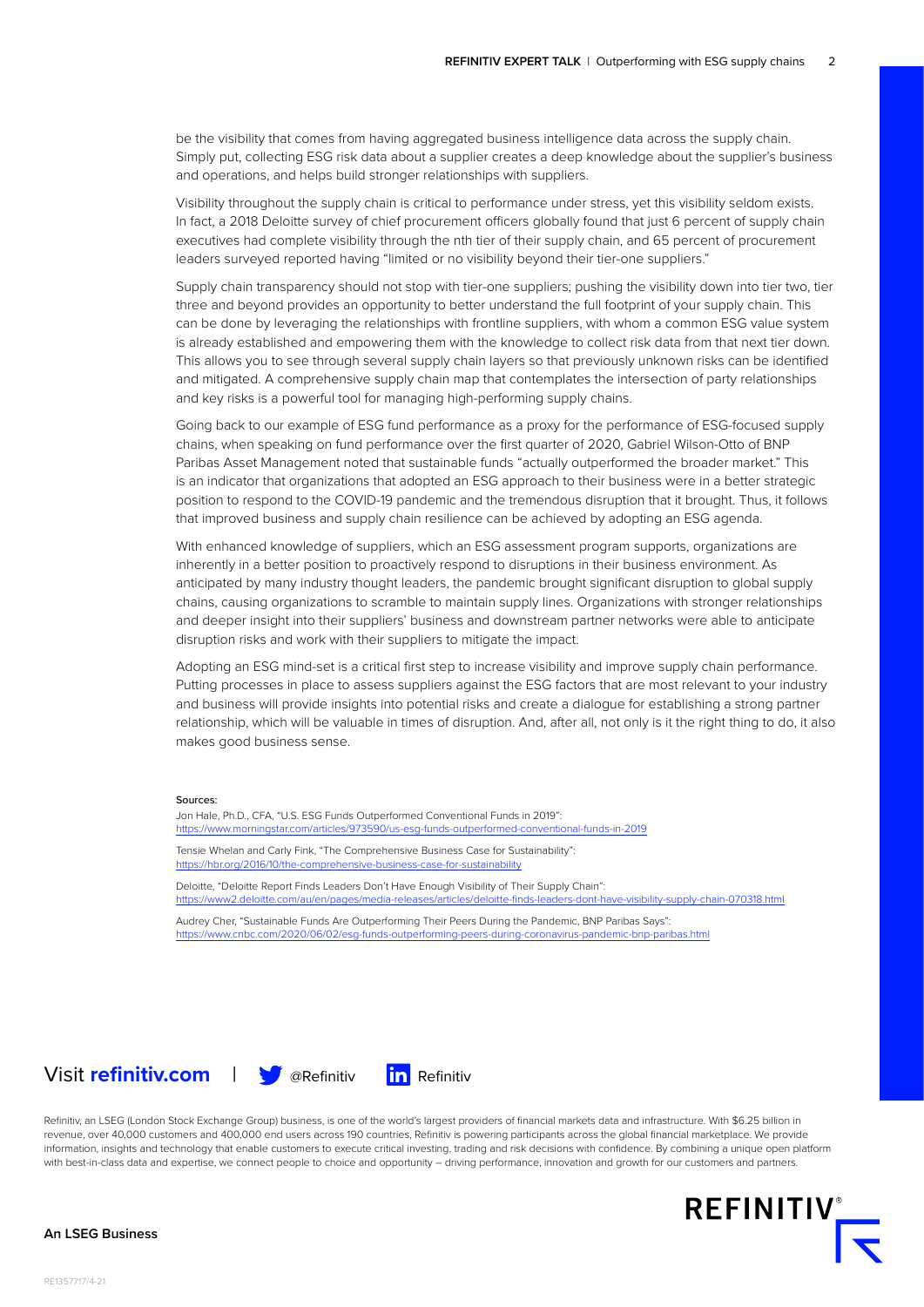be the visibility that comes from having aggregated business intelligence data across the supply chain. Simply put, collecting ESG risk data about a supplier creates a deep knowledge about the supplier's business and operations, and helps build stronger relationships with suppliers.

Visibility throughout the supply chain is critical to performance under stress, yet this visibility seldom exists. In fact, a 2018 Deloitte survey of chief procurement officers globally found that just 6 percent of supply chain executives had complete visibility through the nth tier of their supply chain, and 65 percent of procurement leaders surveyed reported having "limited or no visibility beyond their tier-one suppliers."

Supply chain transparency should not stop with tier-one suppliers; pushing the visibility down into tier two, tier three and beyond provides an opportunity to better understand the full footprint of your supply chain. This can be done by leveraging the relationships with frontline suppliers, with whom a common ESG value system is already established and empowering them with the knowledge to collect risk data from that next tier down. This allows you to see through several supply chain layers so that previously unknown risks can be identified and mitigated. A comprehensive supply chain map that contemplates the intersection of party relationships and key risks is a powerful tool for managing high-performing supply chains.

Going back to our example of ESG fund performance as a proxy for the performance of ESG-focused supply chains, when speaking on fund performance over the first quarter of 2020, Gabriel Wilson-Otto of BNP Paribas Asset Management noted that sustainable funds "actually outperformed the broader market." This is an indicator that organizations that adopted an ESG approach to their business were in a better strategic position to respond to the COVID-19 pandemic and the tremendous disruption that it brought. Thus, it follows that improved business and supply chain resilience can be achieved by adopting an ESG agenda.

With enhanced knowledge of suppliers, which an ESG assessment program supports, organizations are inherently in a better position to proactively respond to disruptions in their business environment. As anticipated by many industry thought leaders, the pandemic brought significant disruption to global supply chains, causing organizations to scramble to maintain supply lines. Organizations with stronger relationships and deeper insight into their suppliers' business and downstream partner networks were able to anticipate disruption risks and work with their suppliers to mitigate the impact.

Adopting an ESG mind-set is a critical first step to increase visibility and improve supply chain performance. Putting processes in place to assess suppliers against the ESG factors that are most relevant to your industry and business will provide insights into potential risks and create a dialogue for establishing a strong partner relationship, which will be valuable in times of disruption. And, after all, not only is it the right thing to do, it also makes good business sense.

**Sources:**

Jon Hale, Ph.D., CFA, "U.S. ESG Funds Outperformed Conventional Funds in 2019":
https://www.morningstar.com/articles/973590/us-esg-funds-outperformed-conventional-funds-in-2019

Tensie Whelan and Carly Fink, "The Comprehensive Business Case for Sustainability":
https://hbr.org/2016/10/the-comprehensive-business-case-for-sustainability

Deloitte, "Deloitte Report Finds Leaders Don't Have Enough Visibility of Their Supply Chain":
https://www2.deloitte.com/au/en/pages/media-releases/articles/deloitte-finds-leaders-dont-have-visibility-supply-chain-070318.html

Audrey Cher, "Sustainable Funds Are Outperforming Their Peers During the Pandemic, BNP Paribas Says":
https://www.cnbc.com/2020/06/02/esg-funds-outperforming-peers-during-coronavirus-pandemic-bnp-paribas.html

Visit **refinitiv.com** | @Refinitiv Refinitiv

Refinitiv, an LSEG (London Stock Exchange Group) business, is one of the world's largest providers of financial markets data and infrastructure. With $6.25 billion in revenue, over 40,000 customers and 400,000 end users across 190 countries, Refinitiv is powering participants across the global financial marketplace. We provide information, insights and technology that enable customers to execute critical investing, trading and risk decisions with confidence. By combining a unique open platform with best-in-class data and expertise, we connect people to choice and opportunity – driving performance, innovation and growth for our customers and partners.

**An LSEG Business**

REFINITIV

RE1357717/4-21